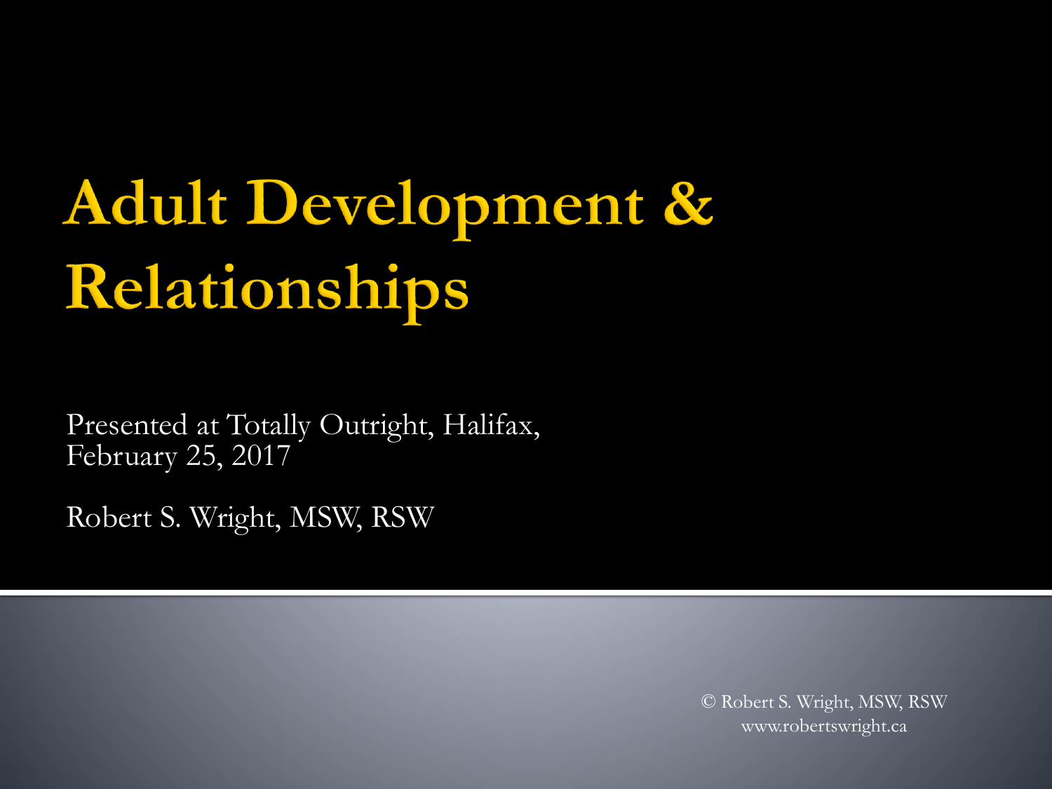# Adult Development & Relationships

Presented at Totally Outright, Halifax, February 25, 2017

Robert S. Wright, MSW, RSW

© Robert S. Wright, MSW, RSW
www.robertswright.ca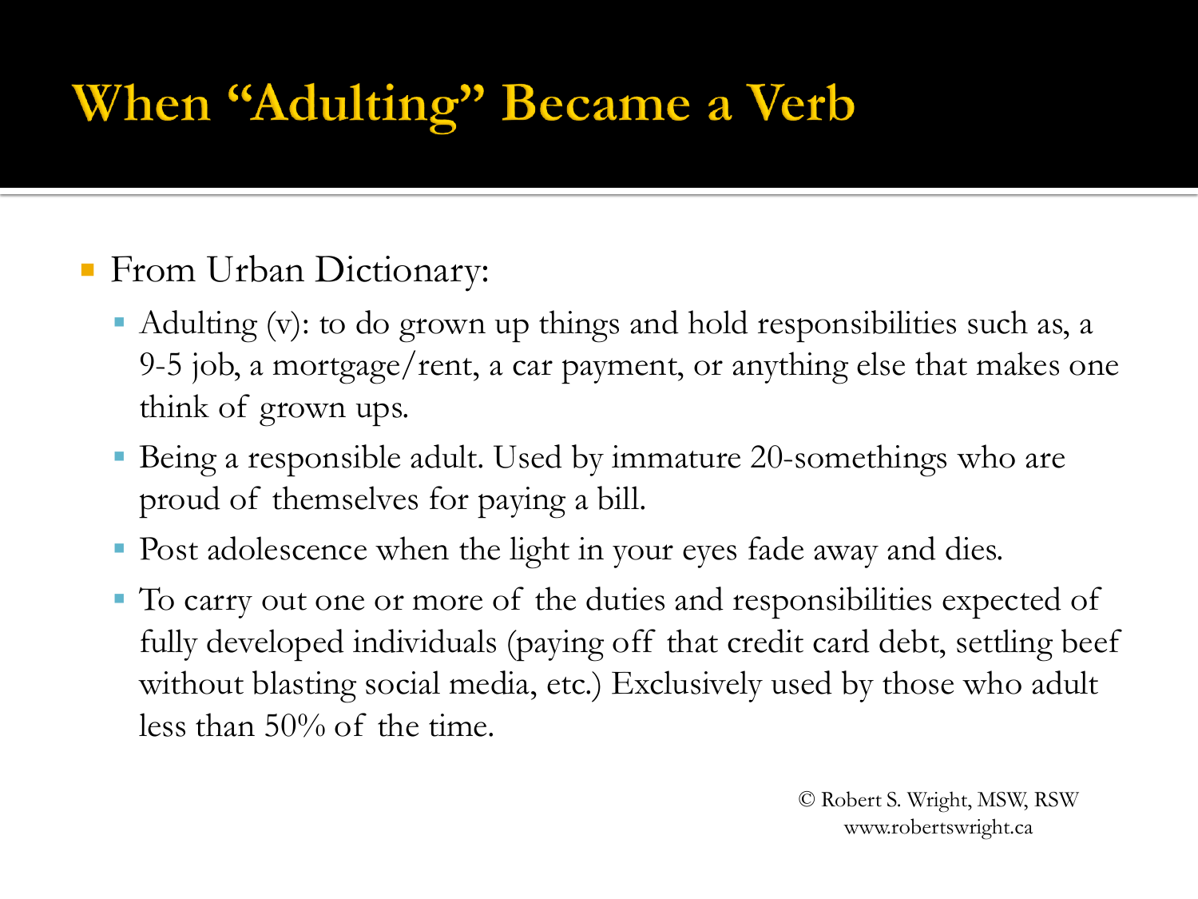# When "Adulting" Became a Verb

- From Urban Dictionary:
  - Adulting (v): to do grown up things and hold responsibilities such as, a 9-5 job, a mortgage/rent, a car payment, or anything else that makes one think of grown ups.
  - Being a responsible adult. Used by immature 20-somethings who are proud of themselves for paying a bill.
  - Post adolescence when the light in your eyes fade away and dies.
  - To carry out one or more of the duties and responsibilities expected of fully developed individuals (paying off that credit card debt, settling beef without blasting social media, etc.) Exclusively used by those who adult less than 50% of the time.

© Robert S. Wright, MSW, RSW
www.robertswright.ca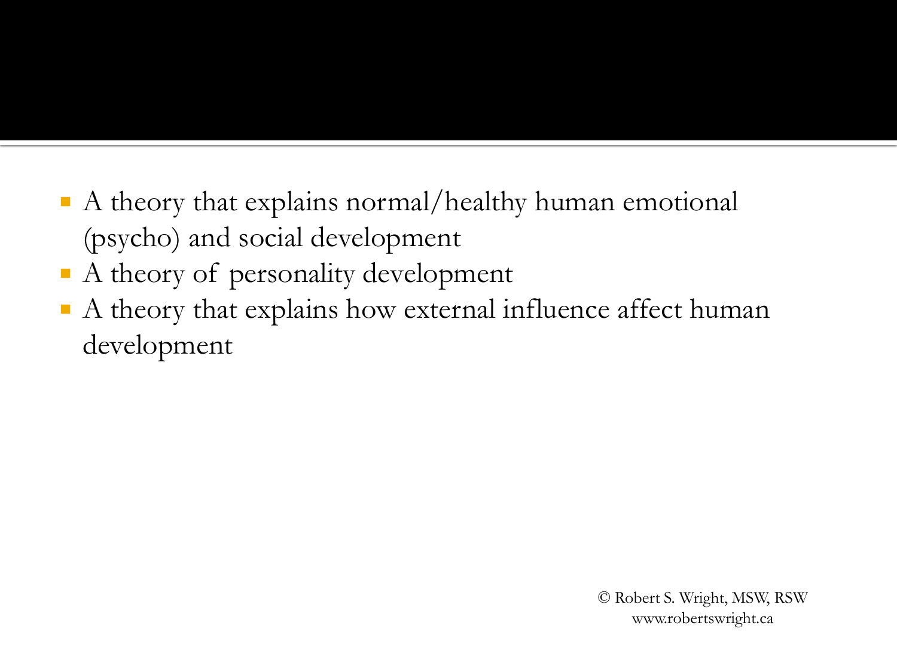- A theory that explains normal/healthy human emotional (psycho) and social development
- A theory of personality development
- A theory that explains how external influence affect human development

© Robert S. Wright, MSW, RSW
www.robertswright.ca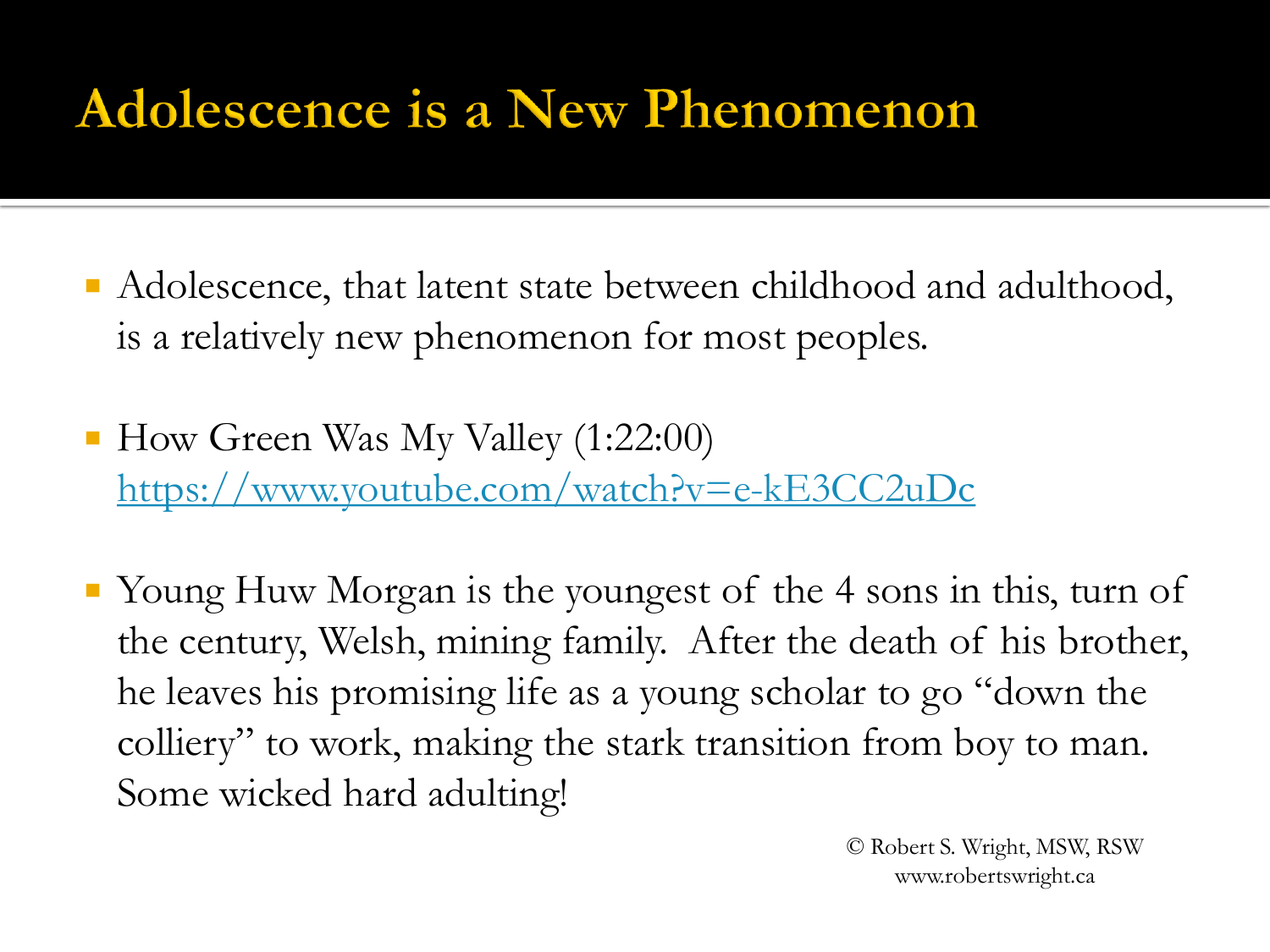# Adolescence is a New Phenomenon

- Adolescence, that latent state between childhood and adulthood, is a relatively new phenomenon for most peoples.

- How Green Was My Valley (1:22:00) https://www.youtube.com/watch?v=e-kE3CC2uDc

- Young Huw Morgan is the youngest of the 4 sons in this, turn of the century, Welsh, mining family. After the death of his brother, he leaves his promising life as a young scholar to go "down the colliery" to work, making the stark transition from boy to man. Some wicked hard adulting!

© Robert S. Wright, MSW, RSW
www.robertswright.ca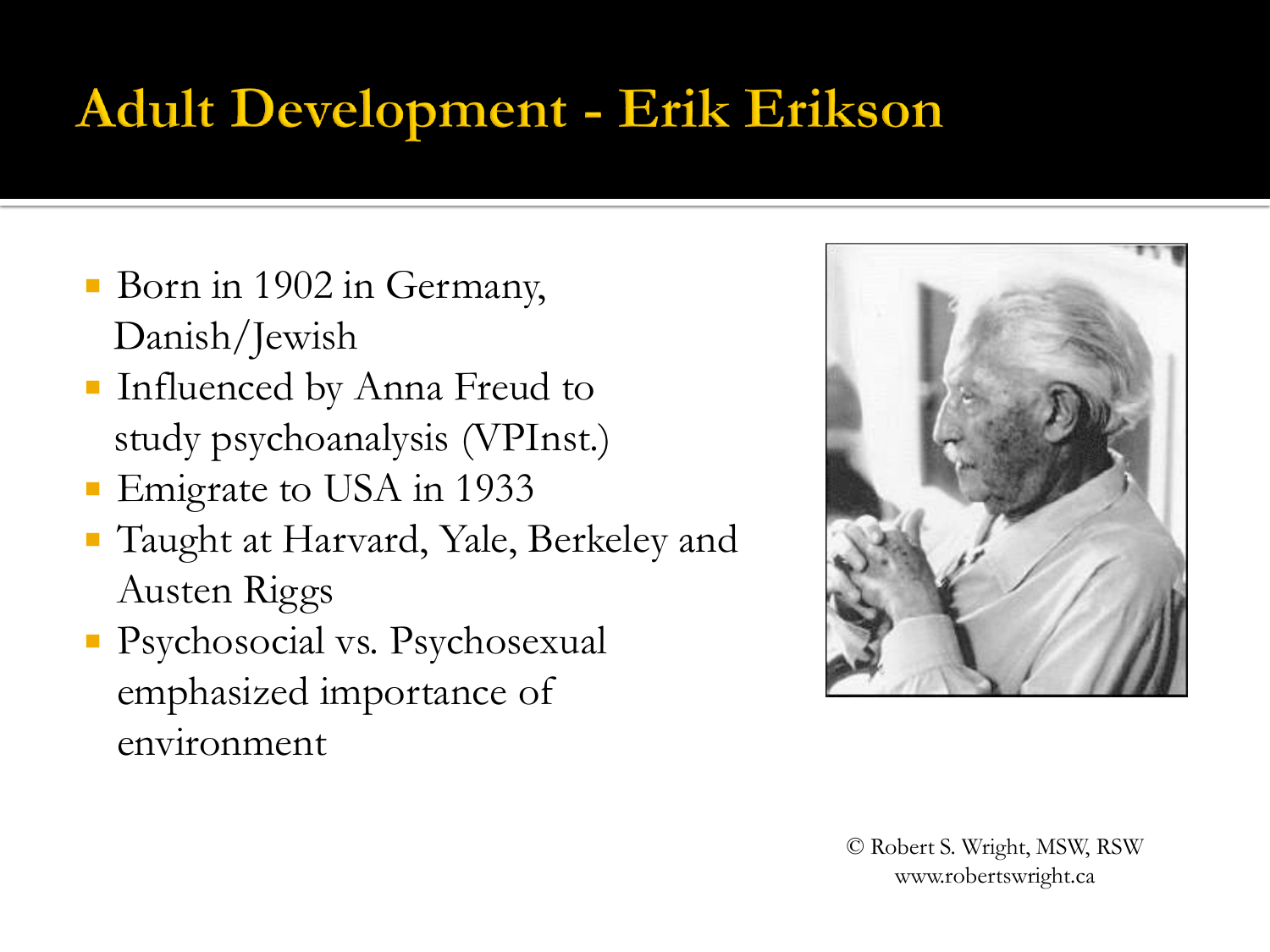# Adult Development - Erik Erikson

- Born in 1902 in Germany, Danish/Jewish
- Influenced by Anna Freud to study psychoanalysis (VPInst.)
- Emigrate to USA in 1933
- Taught at Harvard, Yale, Berkeley and Austen Riggs
- Psychosocial vs. Psychosexual emphasized importance of environment

© Robert S. Wright, MSW, RSW
www.robertswright.ca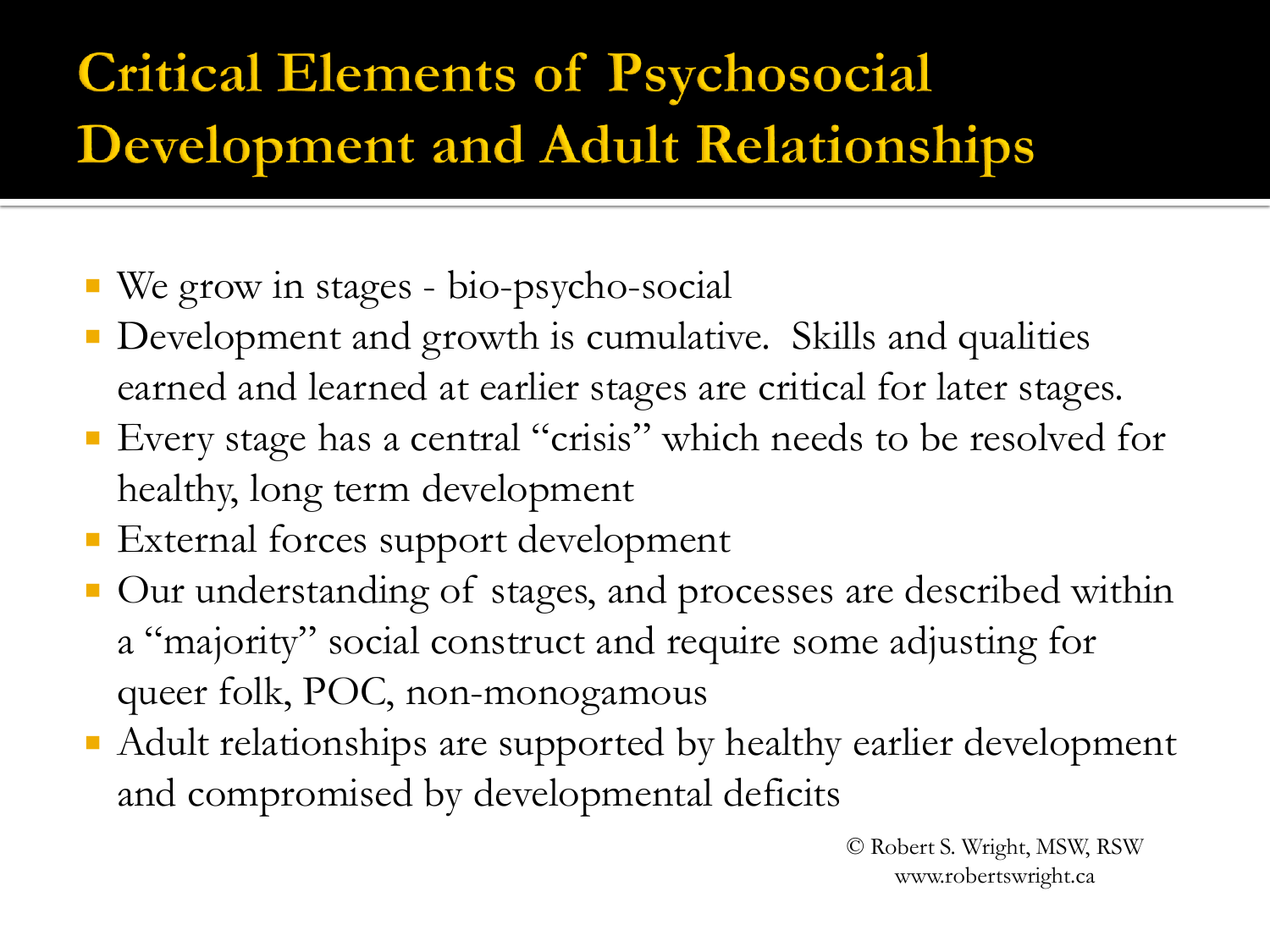# Critical Elements of Psychosocial Development and Adult Relationships

- We grow in stages - bio-psycho-social
- Development and growth is cumulative. Skills and qualities earned and learned at earlier stages are critical for later stages.
- Every stage has a central "crisis" which needs to be resolved for healthy, long term development
- External forces support development
- Our understanding of stages, and processes are described within a "majority" social construct and require some adjusting for queer folk, POC, non-monogamous
- Adult relationships are supported by healthy earlier development and compromised by developmental deficits

© Robert S. Wright, MSW, RSW
www.robertswright.ca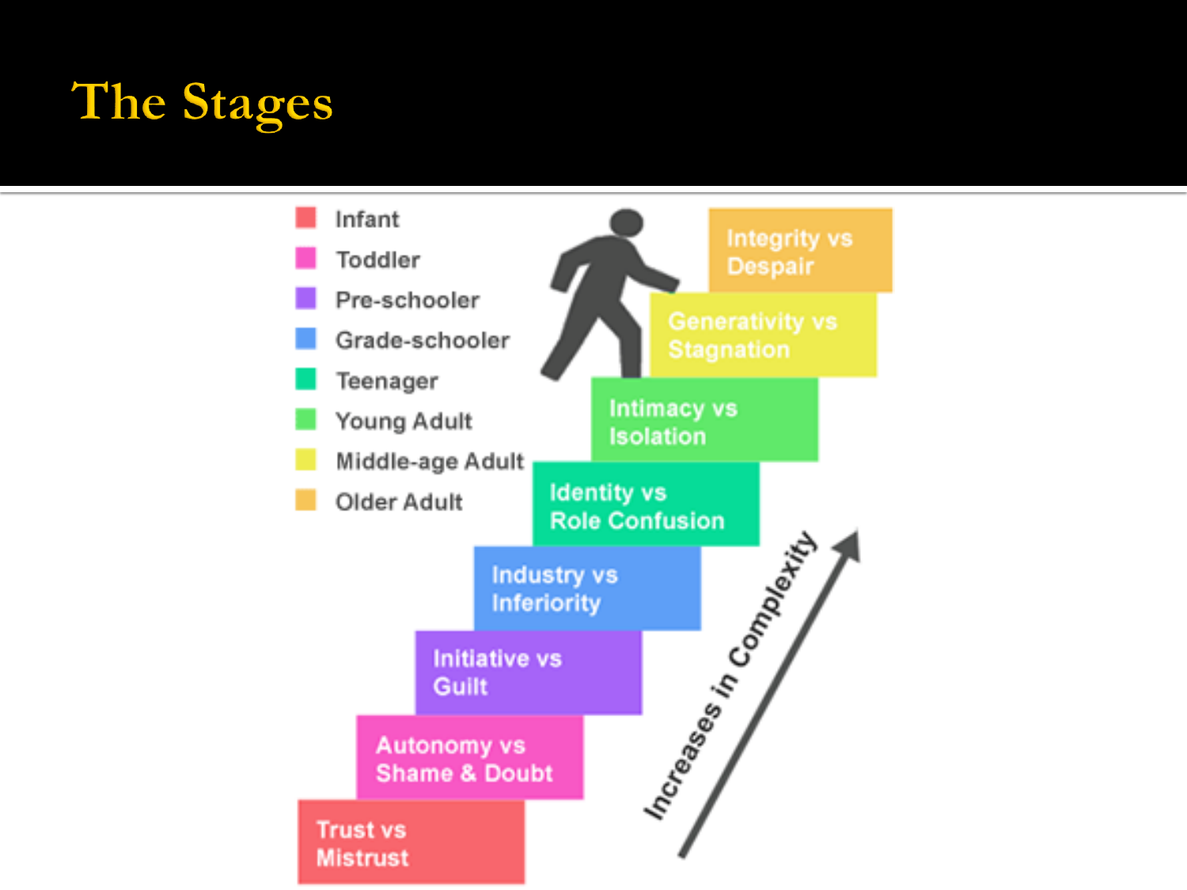# The Stages

- Infant
- Toddler
- Pre-schooler
- Grade-schooler
- Teenager
- Young Adult
- Middle-age Adult
- Older Adult

Integrity vs Despair

Generativity vs Stagnation

Intimacy vs Isolation

Identity vs Role Confusion

Industry vs Inferiority

Initiative vs Guilt

Autonomy vs Shame & Doubt

Trust vs Mistrust

Increases in Complexity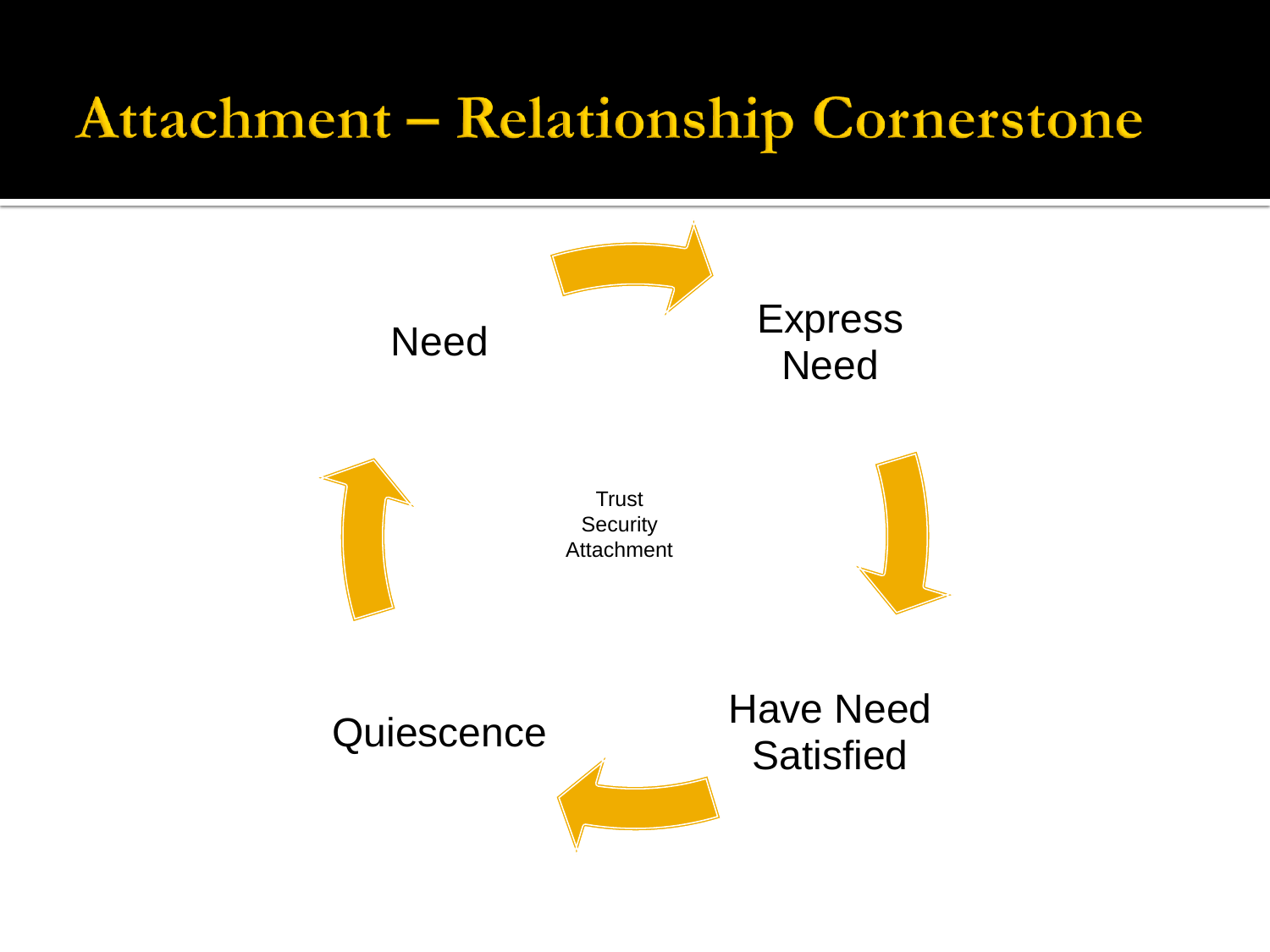# Attachment – Relationship Cornerstone

Need

Express Need

Have Need Satisfied

Quiescence

Trust
Security
Attachment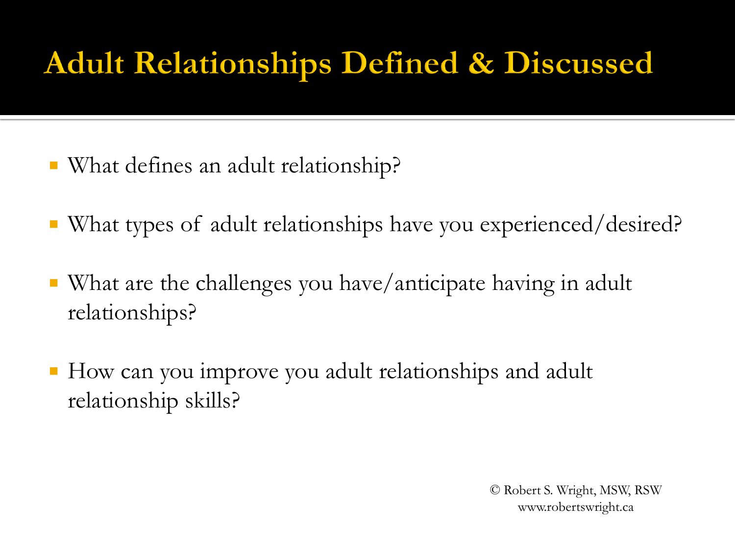# Adult Relationships Defined & Discussed

- What defines an adult relationship?
- What types of adult relationships have you experienced/desired?
- What are the challenges you have/anticipate having in adult relationships?
- How can you improve you adult relationships and adult relationship skills?

© Robert S. Wright, MSW, RSW
www.robertswright.ca